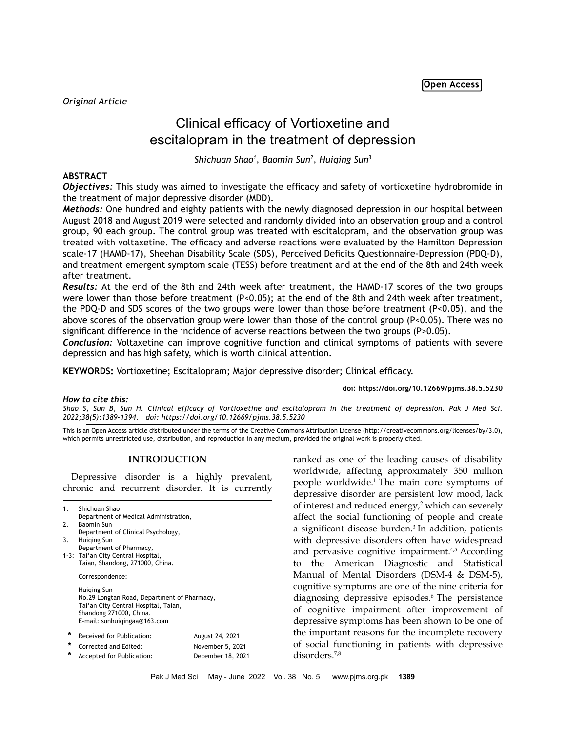**Open Access**

*Original Article*

# Clinical efficacy of Vortioxetine and escitalopram in the treatment of depression

*Shichuan Shao[1], Baomin Sun[2], Huiqing Sun[3]*

## ABSTRACT

***Objectives:*** This study was aimed to investigate the efficacy and safety of vortioxetine hydrobromide in the treatment of major depressive disorder (MDD).

***Methods:*** One hundred and eighty patients with the newly diagnosed depression in our hospital between August 2018 and August 2019 were selected and randomly divided into an observation group and a control group, 90 each group. The control group was treated with escitalopram, and the observation group was treated with voltaxetine. The efficacy and adverse reactions were evaluated by the Hamilton Depression scale-17 (HAMD-17), Sheehan Disability Scale (SDS), Perceived Deficits Questionnaire-Depression (PDQ-D), and treatment emergent symptom scale (TESS) before treatment and at the end of the 8th and 24th week after treatment.

***Results:*** At the end of the 8th and 24th week after treatment, the HAMD-17 scores of the two groups were lower than those before treatment ($P<0.05$); at the end of the 8th and 24th week after treatment, the PDQ-D and SDS scores of the two groups were lower than those before treatment ($P<0.05$), and the above scores of the observation group were lower than those of the control group ($P<0.05$). There was no significant difference in the incidence of adverse reactions between the two groups ($P>0.05$).

***Conclusion:*** Voltaxetine can improve cognitive function and clinical symptoms of patients with severe depression and has high safety, which is worth clinical attention.

**KEYWORDS:** Vortioxetine; Escitalopram; Major depressive disorder; Clinical efficacy.

**doi: https://doi.org/10.12669/pjms.38.5.5230**

***How to cite this:***
*Shao S, Sun B, Sun H. Clinical efficacy of Vortioxetine and escitalopram in the treatment of depression. Pak J Med Sci. 2022;38(5):1389-1394. doi: https://doi.org/10.12669/pjms.38.5.5230*

This is an Open Access article distributed under the terms of the Creative Commons Attribution License (http://creativecommons.org/licenses/by/3.0), which permits unrestricted use, distribution, and reproduction in any medium, provided the original work is properly cited.

## INTRODUCTION

Depressive disorder is a highly prevalent, chronic and recurrent disorder. It is currently ranked as one of the leading causes of disability worldwide, affecting approximately 350 million people worldwide.[1] The main core symptoms of depressive disorder are persistent low mood, lack of interest and reduced energy,[2] which can severely affect the social functioning of people and create a significant disease burden.[3] In addition, patients with depressive disorders often have widespread and pervasive cognitive impairment.[4,5] According to the American Diagnostic and Statistical Manual of Mental Disorders (DSM-4 & DSM-5), cognitive symptoms are one of the nine criteria for diagnosing depressive episodes.[6] The persistence of cognitive impairment after improvement of depressive symptoms has been shown to be one of the important reasons for the incomplete recovery of social functioning in patients with depressive disorders.[7,8]

---

1. Shichuan Shao
   Department of Medical Administration,
2. Baomin Sun
   Department of Clinical Psychology,
3. Huiqing Sun
   Department of Pharmacy,

1-3: Tai'an City Central Hospital, Taian, Shandong, 271000, China.

Correspondence:

Huiqing Sun
No.29 Longtan Road, Department of Pharmacy,
Tai'an City Central Hospital, Taian,
Shandong 271000, China.
E-mail: sunhuiqingaa@163.com

| | | |
|---|---|---|
| * | Received for Publication: | August 24, 2021 |
| * | Corrected and Edited: | November 5, 2021 |
| * | Accepted for Publication: | December 18, 2021 |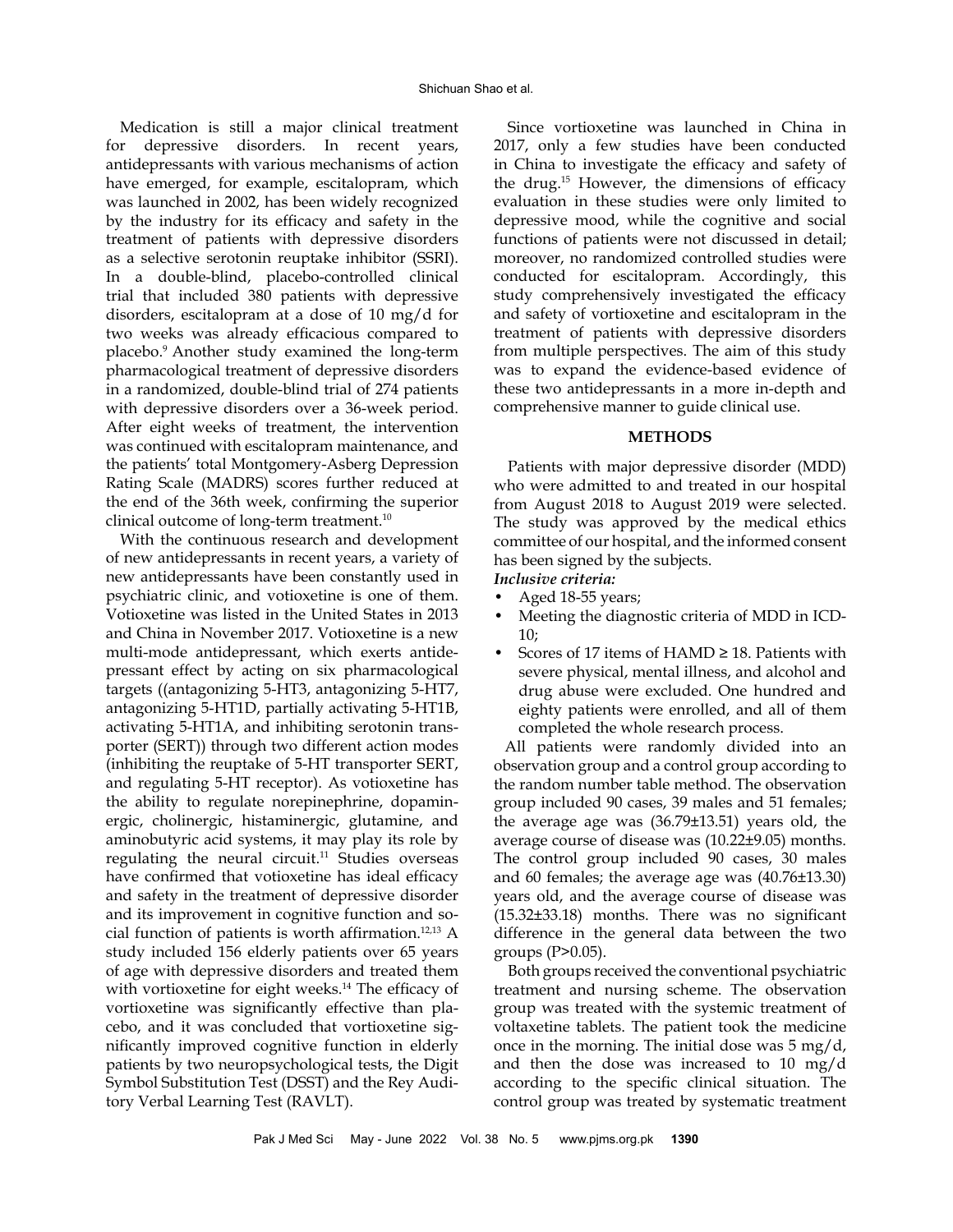Medication is still a major clinical treatment for depressive disorders. In recent years, antidepressants with various mechanisms of action have emerged, for example, escitalopram, which was launched in 2002, has been widely recognized by the industry for its efficacy and safety in the treatment of patients with depressive disorders as a selective serotonin reuptake inhibitor (SSRI). In a double-blind, placebo-controlled clinical trial that included 380 patients with depressive disorders, escitalopram at a dose of 10 mg/d for two weeks was already efficacious compared to placebo.[9] Another study examined the long-term pharmacological treatment of depressive disorders in a randomized, double-blind trial of 274 patients with depressive disorders over a 36-week period. After eight weeks of treatment, the intervention was continued with escitalopram maintenance, and the patients' total Montgomery-Asberg Depression Rating Scale (MADRS) scores further reduced at the end of the 36th week, confirming the superior clinical outcome of long-term treatment.[10]

With the continuous research and development of new antidepressants in recent years, a variety of new antidepressants have been constantly used in psychiatric clinic, and votioxetine is one of them. Votioxetine was listed in the United States in 2013 and China in November 2017. Votioxetine is a new multi-mode antidepressant, which exerts antidepressant effect by acting on six pharmacological targets ((antagonizing 5-HT3, antagonizing 5-HT7, antagonizing 5-HT1D, partially activating 5-HT1B, activating 5-HT1A, and inhibiting serotonin transporter (SERT)) through two different action modes (inhibiting the reuptake of 5-HT transporter SERT, and regulating 5-HT receptor). As votioxetine has the ability to regulate norepinephrine, dopaminergic, cholinergic, histaminergic, glutamine, and aminobutyric acid systems, it may play its role by regulating the neural circuit.[11] Studies overseas have confirmed that votioxetine has ideal efficacy and safety in the treatment of depressive disorder and its improvement in cognitive function and social function of patients is worth affirmation.[12,13] A study included 156 elderly patients over 65 years of age with depressive disorders and treated them with vortioxetine for eight weeks.[14] The efficacy of vortioxetine was significantly effective than placebo, and it was concluded that vortioxetine significantly improved cognitive function in elderly patients by two neuropsychological tests, the Digit Symbol Substitution Test (DSST) and the Rey Auditory Verbal Learning Test (RAVLT).

Since vortioxetine was launched in China in 2017, only a few studies have been conducted in China to investigate the efficacy and safety of the drug.[15] However, the dimensions of efficacy evaluation in these studies were only limited to depressive mood, while the cognitive and social functions of patients were not discussed in detail; moreover, no randomized controlled studies were conducted for escitalopram. Accordingly, this study comprehensively investigated the efficacy and safety of vortioxetine and escitalopram in the treatment of patients with depressive disorders from multiple perspectives. The aim of this study was to expand the evidence-based evidence of these two antidepressants in a more in-depth and comprehensive manner to guide clinical use.

## METHODS

Patients with major depressive disorder (MDD) who were admitted to and treated in our hospital from August 2018 to August 2019 were selected. The study was approved by the medical ethics committee of our hospital, and the informed consent has been signed by the subjects.

***Inclusive criteria:***

- Aged 18-55 years;
- Meeting the diagnostic criteria of MDD in ICD-10;
- Scores of 17 items of HAMD ≥ 18. Patients with severe physical, mental illness, and alcohol and drug abuse were excluded. One hundred and eighty patients were enrolled, and all of them completed the whole research process.

All patients were randomly divided into an observation group and a control group according to the random number table method. The observation group included 90 cases, 39 males and 51 females; the average age was (36.79±13.51) years old, the average course of disease was (10.22±9.05) months. The control group included 90 cases, 30 males and 60 females; the average age was (40.76±13.30) years old, and the average course of disease was (15.32±33.18) months. There was no significant difference in the general data between the two groups ($P>0.05$).

Both groups received the conventional psychiatric treatment and nursing scheme. The observation group was treated with the systemic treatment of voltaxetine tablets. The patient took the medicine once in the morning. The initial dose was 5 mg/d, and then the dose was increased to 10 mg/d according to the specific clinical situation. The control group was treated by systematic treatment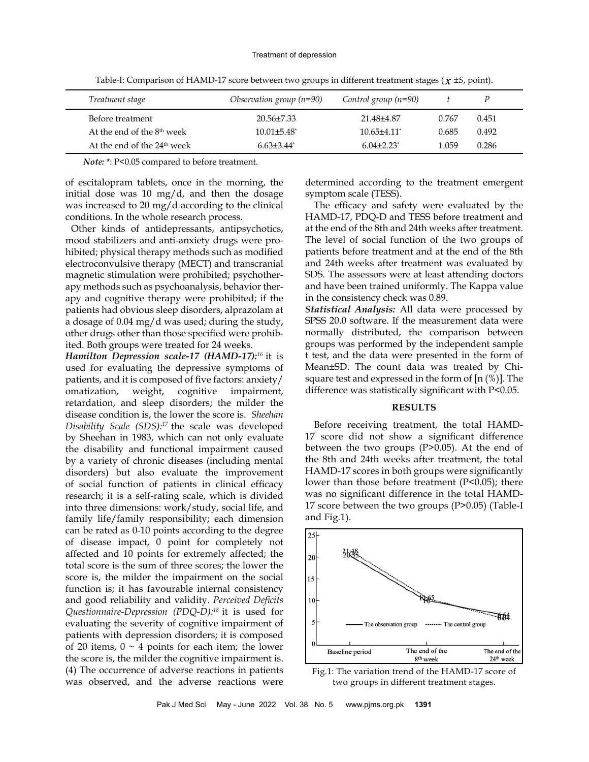Table-I: Comparison of HAMD-17 score between two groups in different treatment stages ($\bar{x} \pm S$, point).

| Treatment stage | Observation group (n=90) | Control group (n=90) | t | P |
|---|---|---|---|---|
| Before treatment | 20.56±7.33 | 21.48±4.87 | 0.767 | 0.451 |
| At the end of the 8th week | 10.01±5.48* | 10.65±4.11* | 0.685 | 0.492 |
| At the end of the 24th week | 6.63±3.44* | 6.04±2.23* | 1.059 | 0.286 |

*Note:* *: P<0.05 compared to before treatment.

of escitalopram tablets, once in the morning, the initial dose was 10 mg/d, and then the dosage was increased to 20 mg/d according to the clinical conditions. In the whole research process.

Other kinds of antidepressants, antipsychotics, mood stabilizers and anti-anxiety drugs were prohibited; physical therapy methods such as modified electroconvulsive therapy (MECT) and transcranial magnetic stimulation were prohibited; psychotherapy methods such as psychoanalysis, behavior therapy and cognitive therapy were prohibited; if the patients had obvious sleep disorders, alprazolam at a dosage of 0.04 mg/d was used; during the study, other drugs other than those specified were prohibited. Both groups were treated for 24 weeks.

***Hamilton Depression scale-17 (HAMD-17):***[16] it is used for evaluating the depressive symptoms of patients, and it is composed of five factors: anxiety/omatization, weight, cognitive impairment, retardation, and sleep disorders; the milder the disease condition is, the lower the score is. *Sheehan Disability Scale (SDS):*[17] the scale was developed by Sheehan in 1983, which can not only evaluate the disability and functional impairment caused by a variety of chronic diseases (including mental disorders) but also evaluate the improvement of social function of patients in clinical efficacy research; it is a self-rating scale, which is divided into three dimensions: work/study, social life, and family life/family responsibility; each dimension can be rated as 0-10 points according to the degree of disease impact, 0 point for completely not affected and 10 points for extremely affected; the total score is the sum of three scores; the lower the score is, the milder the impairment on the social function is; it has favourable internal consistency and good reliability and validity. *Perceived Deficits Questionnaire-Depression (PDQ-D):*[18] it is used for evaluating the severity of cognitive impairment of patients with depression disorders; it is composed of 20 items, 0 ~ 4 points for each item; the lower the score is, the milder the cognitive impairment is. (4) The occurrence of adverse reactions in patients was observed, and the adverse reactions were determined according to the treatment emergent symptom scale (TESS).

The efficacy and safety were evaluated by the HAMD-17, PDQ-D and TESS before treatment and at the end of the 8th and 24th weeks after treatment. The level of social function of the two groups of patients before treatment and at the end of the 8th and 24th weeks after treatment was evaluated by SDS. The assessors were at least attending doctors and have been trained uniformly. The Kappa value in the consistency check was 0.89.

***Statistical Analysis:*** All data were processed by SPSS 20.0 software. If the measurement data were normally distributed, the comparison between groups was performed by the independent sample t test, and the data were presented in the form of Mean±SD. The count data was treated by Chi-square test and expressed in the form of [n (%)]. The difference was statistically significant with P<0.05.

## RESULTS

Before receiving treatment, the total HAMD-17 score did not show a significant difference between the two groups (P>0.05). At the end of the 8th and 24th weeks after treatment, the total HAMD-17 scores in both groups were significantly lower than those before treatment (P<0.05); there was no significant difference in the total HAMD-17 score between the two groups (P>0.05) (Table-I and Fig.1).

Fig.1: The variation trend of the HAMD-17 score of two groups in different treatment stages.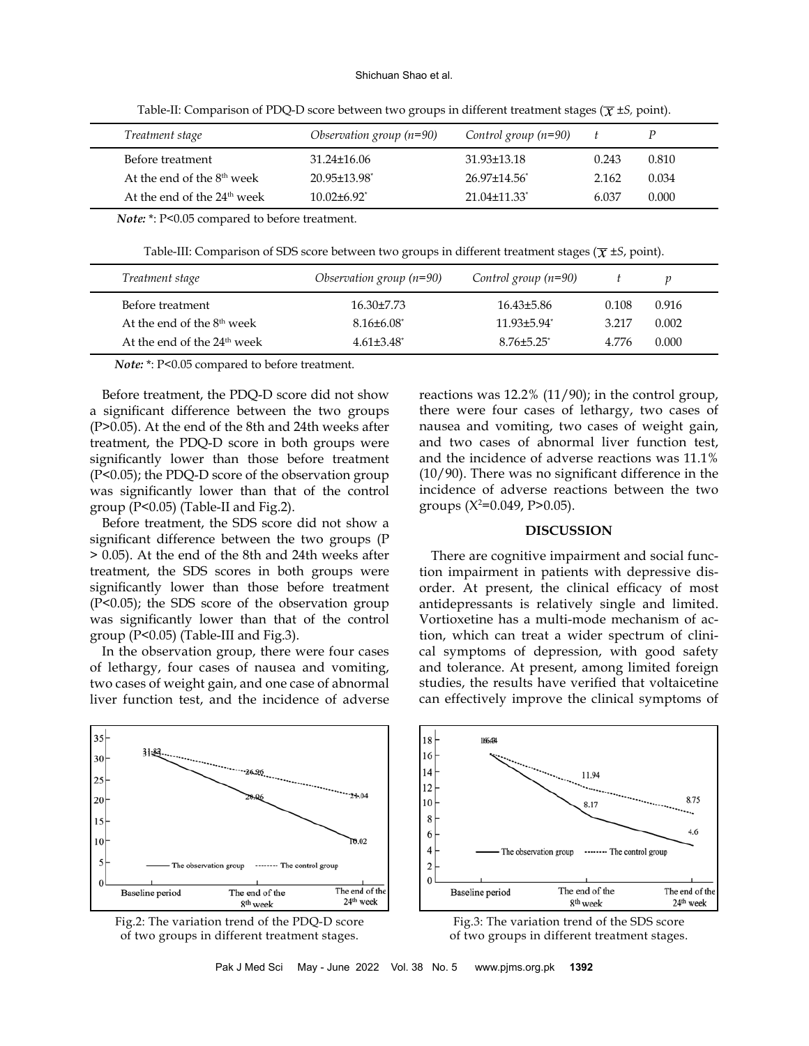Table-II: Comparison of PDQ-D score between two groups in different treatment stages ($\overline{x} \pm S$, point).

| *Treatment stage* | *Observation group (n=90)* | *Control group (n=90)* | *t* | *P* |
|---|---|---|---|---|
| Before treatment | 31.24±16.06 | 31.93±13.18 | 0.243 | 0.810 |
| At the end of the 8th week | 20.95±13.98* | 26.97±14.56* | 2.162 | 0.034 |
| At the end of the 24th week | 10.02±6.92* | 21.04±11.33* | 6.037 | 0.000 |

***Note:*** *: P<0.05 compared to before treatment.

Table-III: Comparison of SDS score between two groups in different treatment stages ($\overline{x} \pm S$, point).

| *Treatment stage* | *Observation group (n=90)* | *Control group (n=90)* | *t* | *p* |
|---|---|---|---|---|
| Before treatment | 16.30±7.73 | 16.43±5.86 | 0.108 | 0.916 |
| At the end of the 8th week | 8.16±6.08* | 11.93±5.94* | 3.217 | 0.002 |
| At the end of the 24th week | 4.61±3.48* | 8.76±5.25* | 4.776 | 0.000 |

***Note:*** *: P<0.05 compared to before treatment.

Before treatment, the PDQ-D score did not show a significant difference between the two groups (P>0.05). At the end of the 8th and 24th weeks after treatment, the PDQ-D score in both groups were significantly lower than those before treatment (P<0.05); the PDQ-D score of the observation group was significantly lower than that of the control group (P<0.05) (Table-II and Fig.2).

Before treatment, the SDS score did not show a significant difference between the two groups (P > 0.05). At the end of the 8th and 24th weeks after treatment, the SDS scores in both groups were significantly lower than those before treatment (P<0.05); the SDS score of the observation group was significantly lower than that of the control group (P<0.05) (Table-III and Fig.3).

In the observation group, there were four cases of lethargy, four cases of nausea and vomiting, two cases of weight gain, and one case of abnormal liver function test, and the incidence of adverse reactions was 12.2% (11/90); in the control group, there were four cases of lethargy, two cases of nausea and vomiting, two cases of weight gain, and two cases of abnormal liver function test, and the incidence of adverse reactions was 11.1% (10/90). There was no significant difference in the incidence of adverse reactions between the two groups ($X^2$=0.049, P>0.05).

Fig.2: The variation trend of the PDQ-D score of two groups in different treatment stages.

Fig.3: The variation trend of the SDS score of two groups in different treatment stages.

## DISCUSSION

There are cognitive impairment and social function impairment in patients with depressive disorder. At present, the clinical efficacy of most antidepressants is relatively single and limited. Vortioxetine has a multi-mode mechanism of action, which can treat a wider spectrum of clinical symptoms of depression, with good safety and tolerance. At present, among limited foreign studies, the results have verified that voltaicetine can effectively improve the clinical symptoms of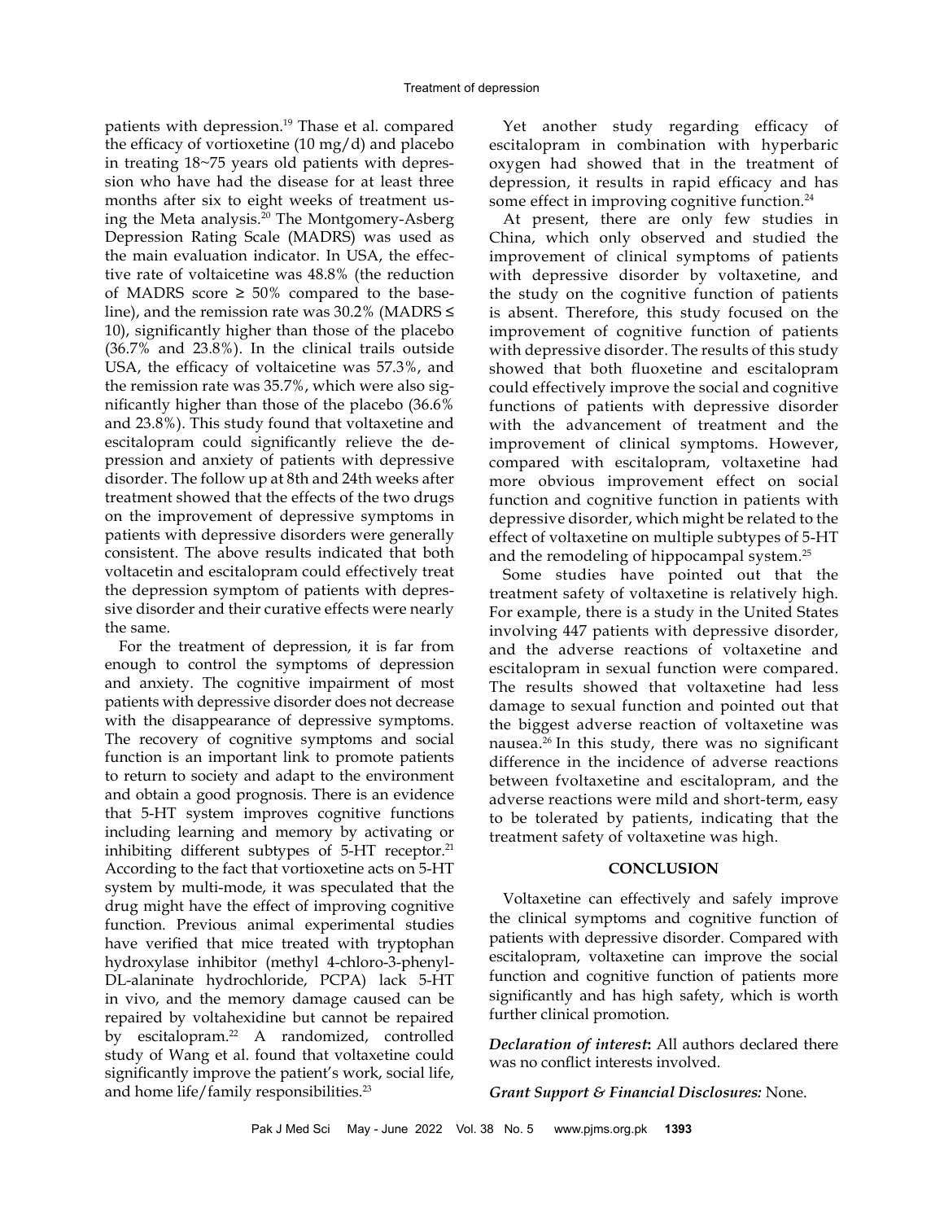patients with depression.[19] Thase et al. compared the efficacy of vortioxetine (10 mg/d) and placebo in treating 18~75 years old patients with depression who have had the disease for at least three months after six to eight weeks of treatment using the Meta analysis.[20] The Montgomery-Asberg Depression Rating Scale (MADRS) was used as the main evaluation indicator. In USA, the effective rate of voltaicetine was 48.8% (the reduction of MADRS score ≥ 50% compared to the baseline), and the remission rate was 30.2% (MADRS ≤ 10), significantly higher than those of the placebo (36.7% and 23.8%). In the clinical trails outside USA, the efficacy of voltaicetine was 57.3%, and the remission rate was 35.7%, which were also significantly higher than those of the placebo (36.6% and 23.8%). This study found that voltaxetine and escitalopram could significantly relieve the depression and anxiety of patients with depressive disorder. The follow up at 8th and 24th weeks after treatment showed that the effects of the two drugs on the improvement of depressive symptoms in patients with depressive disorders were generally consistent. The above results indicated that both voltacetin and escitalopram could effectively treat the depression symptom of patients with depressive disorder and their curative effects were nearly the same.

For the treatment of depression, it is far from enough to control the symptoms of depression and anxiety. The cognitive impairment of most patients with depressive disorder does not decrease with the disappearance of depressive symptoms. The recovery of cognitive symptoms and social function is an important link to promote patients to return to society and adapt to the environment and obtain a good prognosis. There is an evidence that 5-HT system improves cognitive functions including learning and memory by activating or inhibiting different subtypes of 5-HT receptor.[21] According to the fact that vortioxetine acts on 5-HT system by multi-mode, it was speculated that the drug might have the effect of improving cognitive function. Previous animal experimental studies have verified that mice treated with tryptophan hydroxylase inhibitor (methyl 4-chloro-3-phenyl-DL-alaninate hydrochloride, PCPA) lack 5-HT in vivo, and the memory damage caused can be repaired by voltahexidine but cannot be repaired by escitalopram.[22] A randomized, controlled study of Wang et al. found that voltaxetine could significantly improve the patient's work, social life, and home life/family responsibilities.[23]

Yet another study regarding efficacy of escitalopram in combination with hyperbaric oxygen had showed that in the treatment of depression, it results in rapid efficacy and has some effect in improving cognitive function.[24]

At present, there are only few studies in China, which only observed and studied the improvement of clinical symptoms of patients with depressive disorder by voltaxetine, and the study on the cognitive function of patients is absent. Therefore, this study focused on the improvement of cognitive function of patients with depressive disorder. The results of this study showed that both fluoxetine and escitalopram could effectively improve the social and cognitive functions of patients with depressive disorder with the advancement of treatment and the improvement of clinical symptoms. However, compared with escitalopram, voltaxetine had more obvious improvement effect on social function and cognitive function in patients with depressive disorder, which might be related to the effect of voltaxetine on multiple subtypes of 5-HT and the remodeling of hippocampal system.[25]

Some studies have pointed out that the treatment safety of voltaxetine is relatively high. For example, there is a study in the United States involving 447 patients with depressive disorder, and the adverse reactions of voltaxetine and escitalopram in sexual function were compared. The results showed that voltaxetine had less damage to sexual function and pointed out that the biggest adverse reaction of voltaxetine was nausea.[26] In this study, there was no significant difference in the incidence of adverse reactions between fvoltaxetine and escitalopram, and the adverse reactions were mild and short-term, easy to be tolerated by patients, indicating that the treatment safety of voltaxetine was high.

## CONCLUSION

Voltaxetine can effectively and safely improve the clinical symptoms and cognitive function of patients with depressive disorder. Compared with escitalopram, voltaxetine can improve the social function and cognitive function of patients more significantly and has high safety, which is worth further clinical promotion.

***Declaration of interest*:** All authors declared there was no conflict interests involved.

***Grant Support & Financial Disclosures:*** None.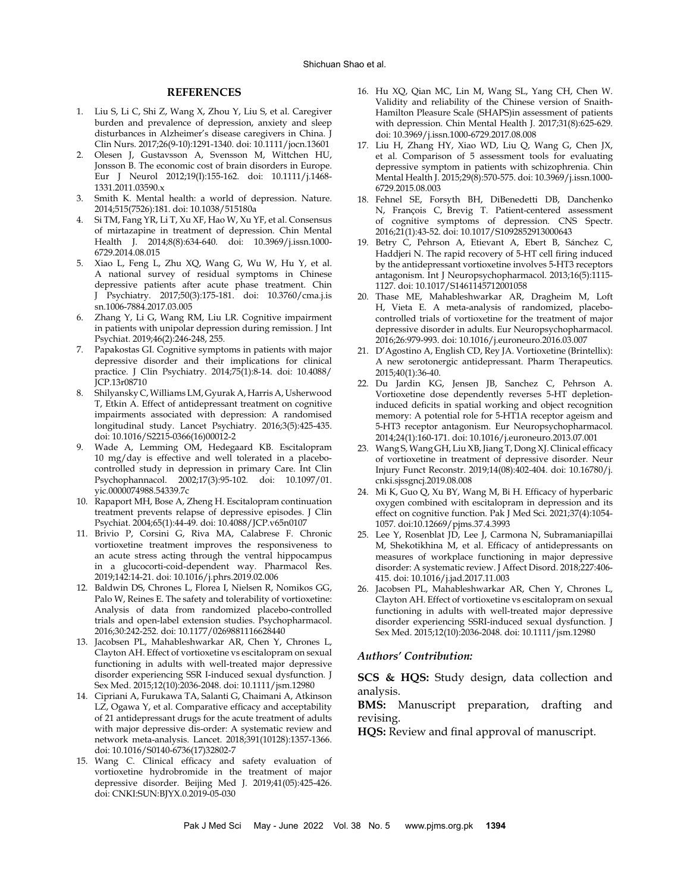## REFERENCES

1. Liu S, Li C, Shi Z, Wang X, Zhou Y, Liu S, et al. Caregiver burden and prevalence of depression, anxiety and sleep disturbances in Alzheimer's disease caregivers in China. J Clin Nurs. 2017;26(9-10):1291-1340. doi: 10.1111/jocn.13601
2. Olesen J, Gustavsson A, Svensson M, Wittchen HU, Jonsson B. The economic cost of brain disorders in Europe. Eur J Neurol 2012;19(I):155-162. doi: 10.1111/j.1468-1331.2011.03590.x
3. Smith K. Mental health: a world of depression. Nature. 2014;515(7526):181. doi: 10.1038/515180a
4. Si TM, Fang YR, Li T, Xu XF, Hao W, Xu YF, et al. Consensus of mirtazapine in treatment of depression. Chin Mental Health J. 2014;8(8):634-640. doi: 10.3969/j.issn.1000-6729.2014.08.015
5. Xiao L, Feng L, Zhu XQ, Wang G, Wu W, Hu Y, et al. A national survey of residual symptoms in Chinese depressive patients after acute phase treatment. Chin J Psychiatry. 2017;50(3):175-181. doi: 10.3760/cma.j.issn.1006-7884.2017.03.005
6. Zhang Y, Li G, Wang RM, Liu LR. Cognitive impairment in patients with unipolar depression during remission. J Int Psychiat. 2019;46(2):246-248, 255.
7. Papakostas GI. Cognitive symptoms in patients with major depressive disorder and their implications for clinical practice. J Clin Psychiatry. 2014;75(1):8-14. doi: 10.4088/JCP.13r08710
8. Shilyansky C, Williams LM, Gyurak A, Harris A, Usherwood T, Etkin A. Effect of antidepressant treatment on cognitive impairments associated with depression: A randomised longitudinal study. Lancet Psychiatry. 2016;3(5):425-435. doi: 10.1016/S2215-0366(16)00012-2
9. Wade A, Lemming OM, Hedegaard KB. Escitalopram 10 mg/day is effective and well tolerated in a placebo-controlled study in depression in primary Care. Int Clin Psychophannacol. 2002;17(3):95-102. doi: 10.1097/01.yic.0000074988.54339.7c
10. Rapaport MH, Bose A, Zheng H. Escitalopram continuation treatment prevents relapse of depressive episodes. J Clin Psychiat. 2004;65(1):44-49. doi: 10.4088/JCP.v65n0107
11. Brivio P, Corsini G, Riva MA, Calabrese F. Chronic vortioxetine treatment improves the responsiveness to an acute stress acting through the ventral hippocampus in a glucocorti-coid-dependent way. Pharmacol Res. 2019;142:14-21. doi: 10.1016/j.phrs.2019.02.006
12. Baldwin DS, Chrones L, Florea I, Nielsen R, Nomikos GG, Palo W, Reines E. The safety and tolerability of vortioxetine: Analysis of data from randomized placebo-controlled trials and open-label extension studies. Psychopharmacol. 2016;30:242-252. doi: 10.1177/0269881116628440
13. Jacobsen PL, Mahableshwarkar AR, Chen Y, Chrones L, Clayton AH. Effect of vortioxetine vs escitalopram on sexual functioning in adults with well-treated major depressive disorder experiencing SSR I-induced sexual dysfunction. J Sex Med. 2015;12(10):2036-2048. doi: 10.1111/jsm.12980
14. Cipriani A, Furukawa TA, Salanti G, Chaimani A, Atkinson LZ, Ogawa Y, et al. Comparative efficacy and acceptability of 21 antidepressant drugs for the acute treatment of adults with major depressive dis-order: A systematic review and network meta-analysis. Lancet. 2018;391(10128):1357-1366. doi: 10.1016/S0140-6736(17)32802-7
15. Wang C. Clinical efficacy and safety evaluation of vortioxetine hydrobromide in the treatment of major depressive disorder. Beijing Med J. 2019;41(05):425-426. doi: CNKI:SUN:BJYX.0.2019-05-030
16. Hu XQ, Qian MC, Lin M, Wang SL, Yang CH, Chen W. Validity and reliability of the Chinese version of Snaith-Hamilton Pleasure Scale (SHAPS)in assessment of patients with depression. Chin Mental Health J. 2017;31(8):625-629. doi: 10.3969/j.issn.1000-6729.2017.08.008
17. Liu H, Zhang HY, Xiao WD, Liu Q, Wang G, Chen JX, et al. Comparison of 5 assessment tools for evaluating depressive symptom in patients with schizophrenia. Chin Mental Health J. 2015;29(8):570-575. doi: 10.3969/j.issn.1000-6729.2015.08.003
18. Fehnel SE, Forsyth BH, DiBenedetti DB, Danchenko N, François C, Brevig T. Patient-centered assessment of cognitive symptoms of depression. CNS Spectr. 2016;21(1):43-52. doi: 10.1017/S1092852913000643
19. Betry C, Pehrson A, Etievant A, Ebert B, Sánchez C, Haddjeri N. The rapid recovery of 5-HT cell firing induced by the antidepressant vortioxetine involves 5-HT3 receptors antagonism. Int J Neuropsychopharmacol. 2013;16(5):1115-1127. doi: 10.1017/S1461145712001058
20. Thase ME, Mahableshwarkar AR, Dragheim M, Loft H, Vieta E. A meta-analysis of randomized, placebo-controlled trials of vortioxetine for the treatment of major depressive disorder in adults. Eur Neuropsychopharmacol. 2016;26:979-993. doi: 10.1016/j.euroneuro.2016.03.007
21. D'Agostino A, English CD, Rey JA. Vortioxetine (Brintellix): A new serotonergic antidepressant. Pharm Therapeutics. 2015;40(1):36-40.
22. Du Jardin KG, Jensen JB, Sanchez C, Pehrson A. Vortioxetine dose dependently reverses 5-HT depletion-induced deficits in spatial working and object recognition memory: A potential role for 5-HT1A receptor ageism and 5-HT3 receptor antagonism. Eur Neuropsychopharmacol. 2014;24(1):160-171. doi: 10.1016/j.euroneuro.2013.07.001
23. Wang S, Wang GH, Liu XB, Jiang T, Dong XJ. Clinical efficacy of vortioxetine in treatment of depressive disorder. Neur Injury Funct Reconstr. 2019;14(08):402-404. doi: 10.16780/j.cnki.sjssgncj.2019.08.008
24. Mi K, Guo Q, Xu BY, Wang M, Bi H. Efficacy of hyperbaric oxygen combined with escitalopram in depression and its effect on cognitive function. Pak J Med Sci. 2021;37(4):1054-1057. doi:10.12669/pjms.37.4.3993
25. Lee Y, Rosenblat JD, Lee J, Carmona N, Subramaniapillai M, Shekotikhina M, et al. Efficacy of antidepressants on measures of workplace functioning in major depressive disorder: A systematic review. J Affect Disord. 2018;227:406-415. doi: 10.1016/j.jad.2017.11.003
26. Jacobsen PL, Mahableshwarkar AR, Chen Y, Chrones L, Clayton AH. Effect of vortioxetine vs escitalopram on sexual functioning in adults with well-treated major depressive disorder experiencing SSRI-induced sexual dysfunction. J Sex Med. 2015;12(10):2036-2048. doi: 10.1111/jsm.12980

### *Authors' Contribution:*

**SCS & HQS:** Study design, data collection and analysis.

**BMS:** Manuscript preparation, drafting and revising.

**HQS:** Review and final approval of manuscript.